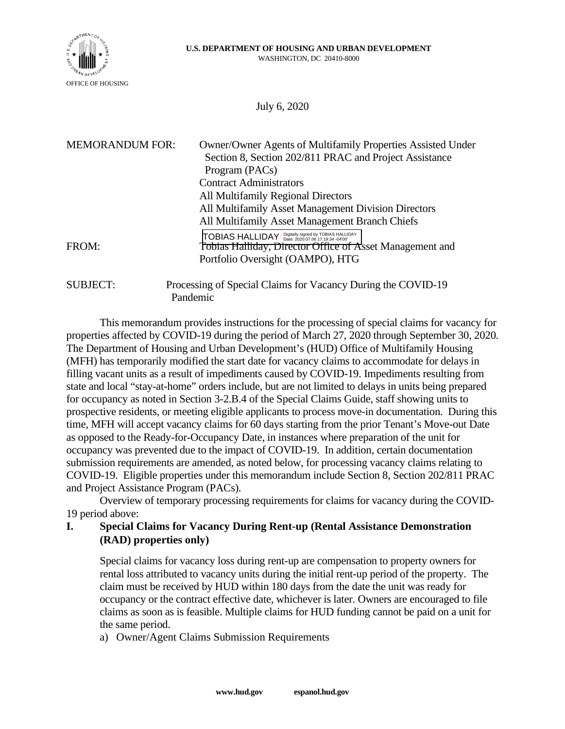U.S. DEPARTMENT OF HOUSING AND URBAN DEVELOPMENT
WASHINGTON, DC 20410-8000

OFFICE OF HOUSING

July 6, 2020

MEMORANDUM FOR: Owner/Owner Agents of Multifamily Properties Assisted Under Section 8, Section 202/811 PRAC and Project Assistance Program (PACs)
Contract Administrators
All Multifamily Regional Directors
All Multifamily Asset Management Division Directors
All Multifamily Asset Management Branch Chiefs

FROM: TOBIAS HALLIDAY Digitally signed by TOBIAS HALLIDAY Date: 2020.07.06 17:19:34 -04'00'
Tobias Halliday, Director Office of Asset Management and Portfolio Oversight (OAMPO), HTG

SUBJECT: Processing of Special Claims for Vacancy During the COVID-19 Pandemic

This memorandum provides instructions for the processing of special claims for vacancy for properties affected by COVID-19 during the period of March 27, 2020 through September 30, 2020. The Department of Housing and Urban Development's (HUD) Office of Multifamily Housing (MFH) has temporarily modified the start date for vacancy claims to accommodate for delays in filling vacant units as a result of impediments caused by COVID-19. Impediments resulting from state and local "stay-at-home" orders include, but are not limited to delays in units being prepared for occupancy as noted in Section 3-2.B.4 of the Special Claims Guide, staff showing units to prospective residents, or meeting eligible applicants to process move-in documentation. During this time, MFH will accept vacancy claims for 60 days starting from the prior Tenant's Move-out Date as opposed to the Ready-for-Occupancy Date, in instances where preparation of the unit for occupancy was prevented due to the impact of COVID-19. In addition, certain documentation submission requirements are amended, as noted below, for processing vacancy claims relating to COVID-19. Eligible properties under this memorandum include Section 8, Section 202/811 PRAC and Project Assistance Program (PACs).

Overview of temporary processing requirements for claims for vacancy during the COVID-19 period above:

## I. Special Claims for Vacancy During Rent-up (Rental Assistance Demonstration (RAD) properties only)

Special claims for vacancy loss during rent-up are compensation to property owners for rental loss attributed to vacancy units during the initial rent-up period of the property. The claim must be received by HUD within 180 days from the date the unit was ready for occupancy or the contract effective date, whichever is later. Owners are encouraged to file claims as soon as is feasible. Multiple claims for HUD funding cannot be paid on a unit for the same period.

a) Owner/Agent Claims Submission Requirements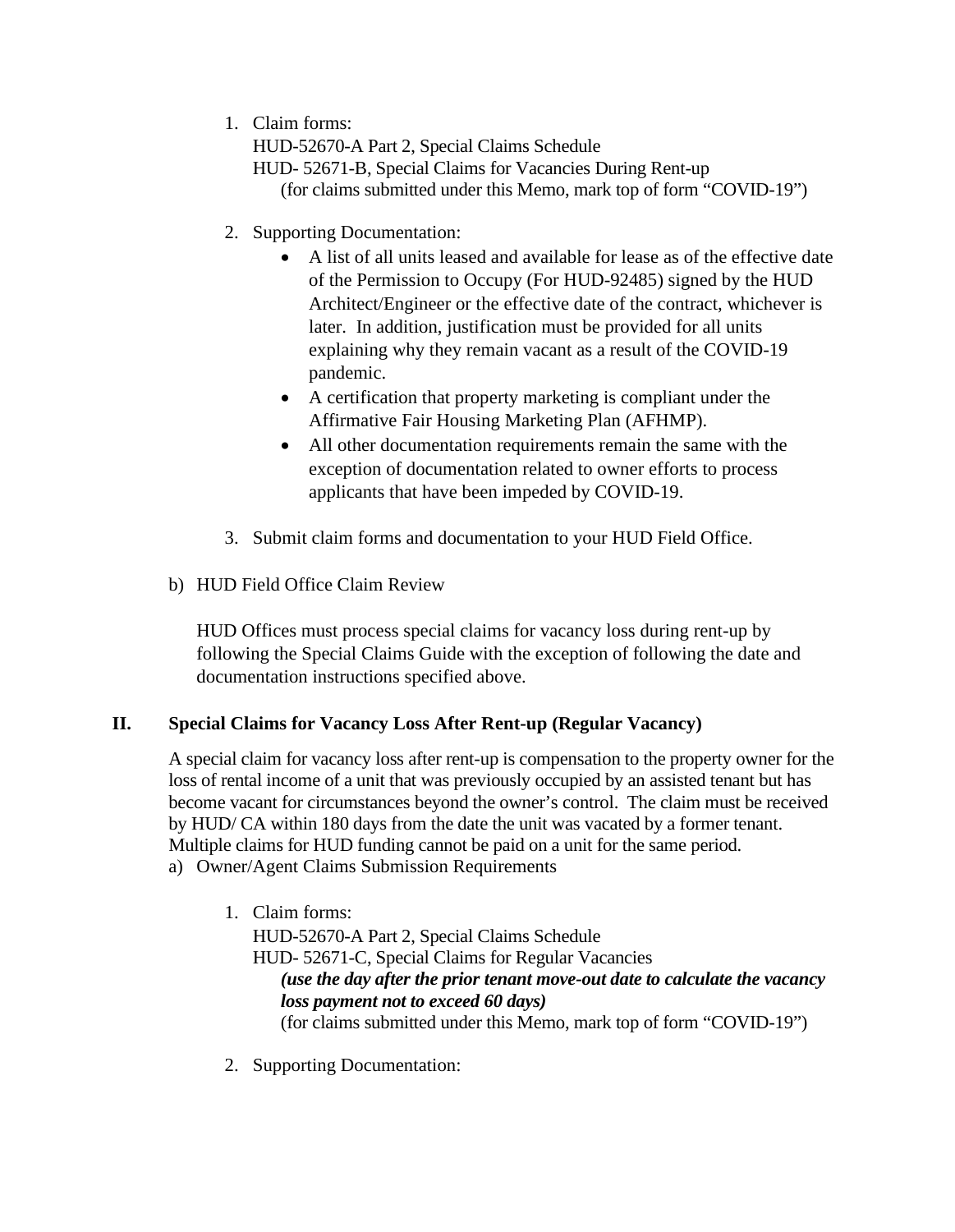1. Claim forms:
   HUD-52670-A Part 2, Special Claims Schedule
   HUD- 52671-B, Special Claims for Vacancies During Rent-up
   (for claims submitted under this Memo, mark top of form "COVID-19")

2. Supporting Documentation:
   - A list of all units leased and available for lease as of the effective date of the Permission to Occupy (For HUD-92485) signed by the HUD Architect/Engineer or the effective date of the contract, whichever is later. In addition, justification must be provided for all units explaining why they remain vacant as a result of the COVID-19 pandemic.
   - A certification that property marketing is compliant under the Affirmative Fair Housing Marketing Plan (AFHMP).
   - All other documentation requirements remain the same with the exception of documentation related to owner efforts to process applicants that have been impeded by COVID-19.

3. Submit claim forms and documentation to your HUD Field Office.

b) HUD Field Office Claim Review

HUD Offices must process special claims for vacancy loss during rent-up by following the Special Claims Guide with the exception of following the date and documentation instructions specified above.

## II. Special Claims for Vacancy Loss After Rent-up (Regular Vacancy)

A special claim for vacancy loss after rent-up is compensation to the property owner for the loss of rental income of a unit that was previously occupied by an assisted tenant but has become vacant for circumstances beyond the owner's control. The claim must be received by HUD/ CA within 180 days from the date the unit was vacated by a former tenant. Multiple claims for HUD funding cannot be paid on a unit for the same period.

a) Owner/Agent Claims Submission Requirements

1. Claim forms:
   HUD-52670-A Part 2, Special Claims Schedule
   HUD- 52671-C, Special Claims for Regular Vacancies
   ***(use the day after the prior tenant move-out date to calculate the vacancy loss payment not to exceed 60 days)***
   (for claims submitted under this Memo, mark top of form "COVID-19")

2. Supporting Documentation: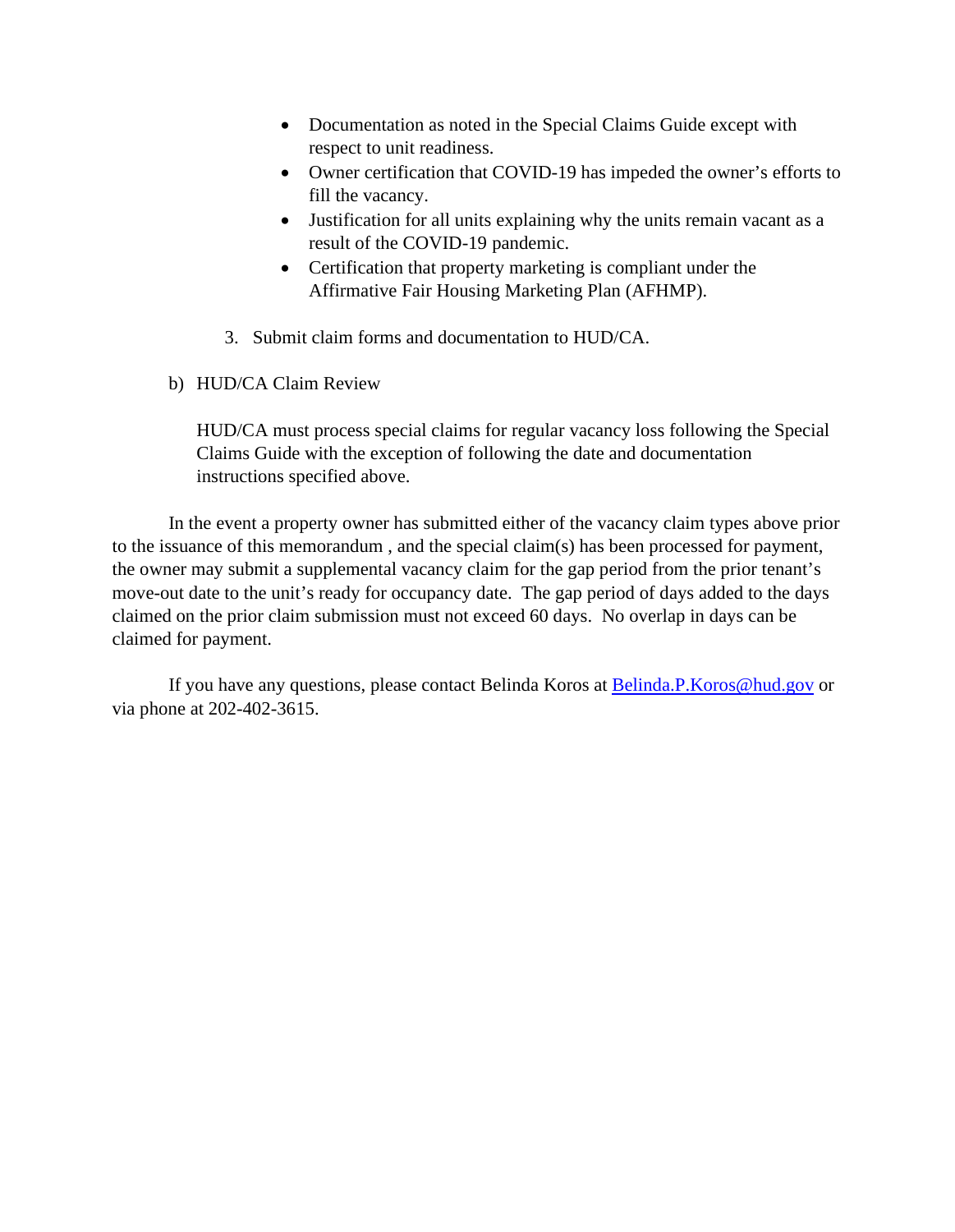- Documentation as noted in the Special Claims Guide except with respect to unit readiness.
- Owner certification that COVID-19 has impeded the owner's efforts to fill the vacancy.
- Justification for all units explaining why the units remain vacant as a result of the COVID-19 pandemic.
- Certification that property marketing is compliant under the Affirmative Fair Housing Marketing Plan (AFHMP).

3. Submit claim forms and documentation to HUD/CA.

b) HUD/CA Claim Review

HUD/CA must process special claims for regular vacancy loss following the Special Claims Guide with the exception of following the date and documentation instructions specified above.

In the event a property owner has submitted either of the vacancy claim types above prior to the issuance of this memorandum , and the special claim(s) has been processed for payment, the owner may submit a supplemental vacancy claim for the gap period from the prior tenant's move-out date to the unit's ready for occupancy date. The gap period of days added to the days claimed on the prior claim submission must not exceed 60 days. No overlap in days can be claimed for payment.

If you have any questions, please contact Belinda Koros at Belinda.P.Koros@hud.gov or via phone at 202-402-3615.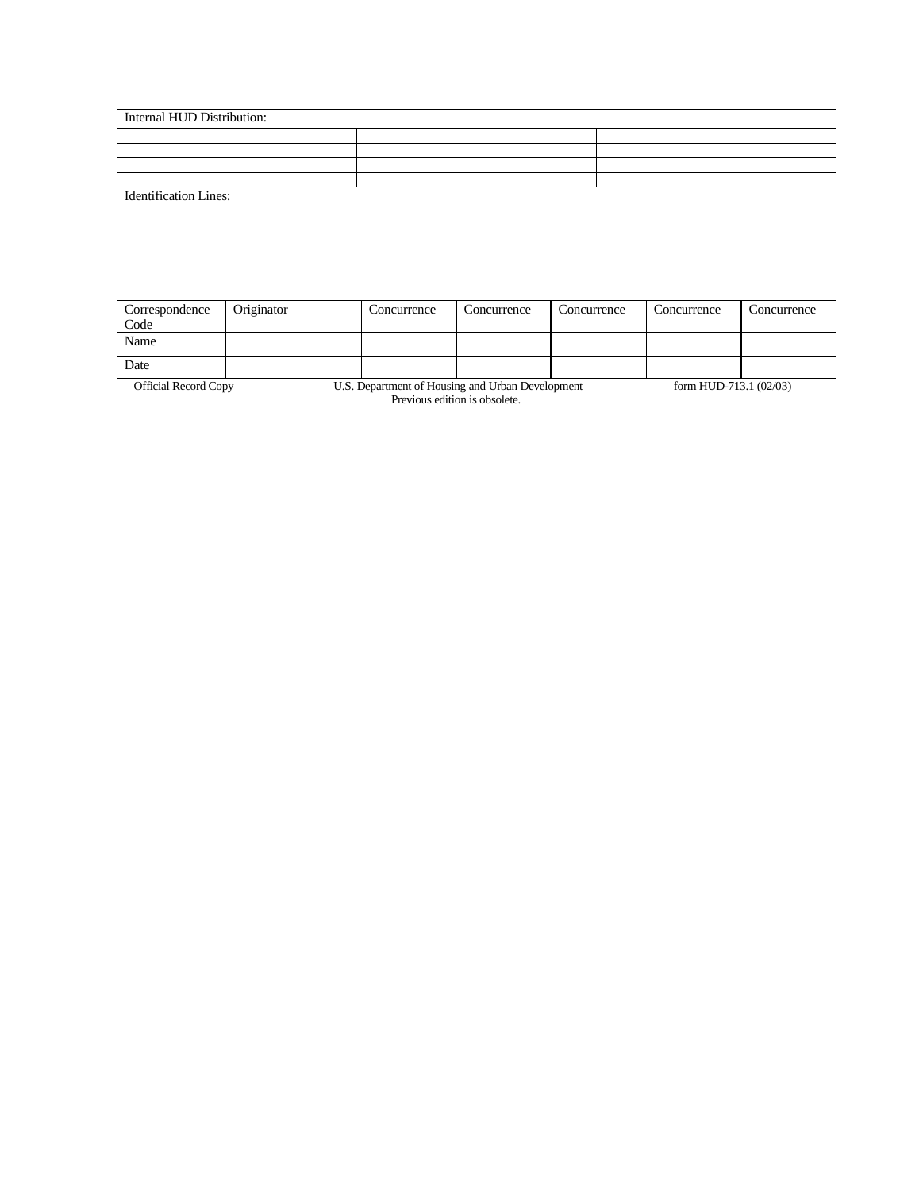| Internal HUD Distribution: | | |
|---|---|---|
| | | |
| | | |
| | | |
| | | |

Identification Lines:

| Correspondence Code | Originator | Concurrence | Concurrence | Concurrence | Concurrence | Concurrence |
|---|---|---|---|---|---|---|
| Name | | | | | | |
| Date | | | | | | |

Official Record Copy U.S. Department of Housing and Urban Development form HUD-713.1 (02/03)
Previous edition is obsolete.